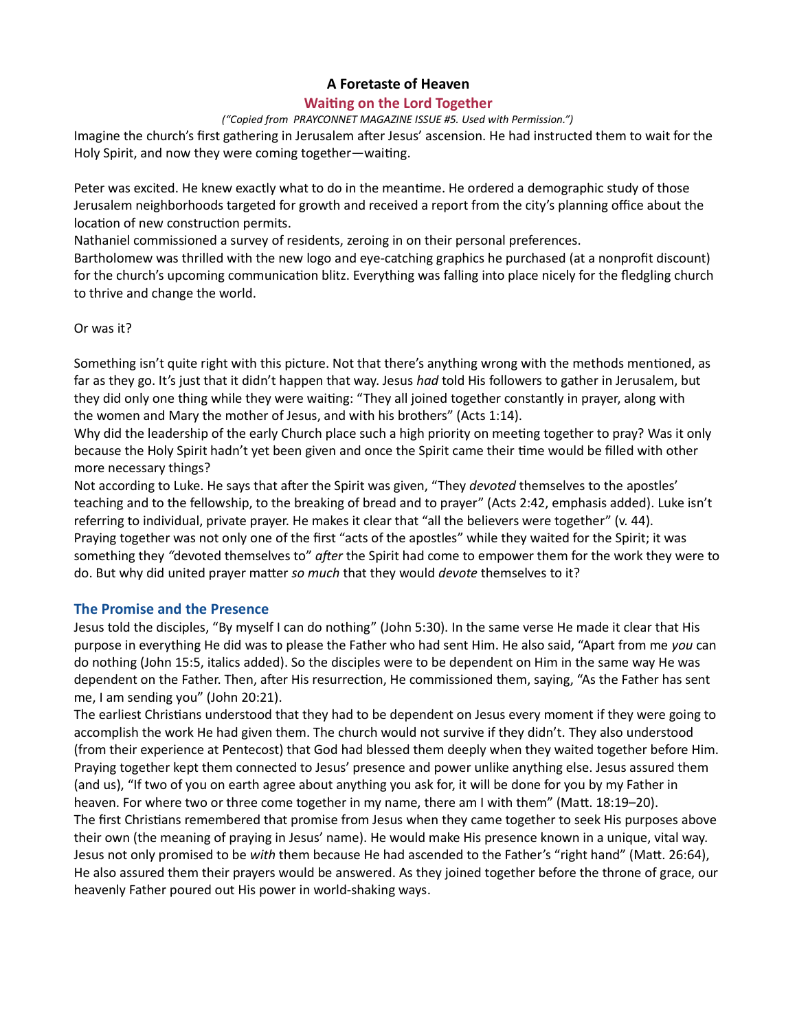# A Foretaste of Heaven

## Waiting on the Lord Together

*("Copied from PRAYCONNET MAGAZINE ISSUE #5. Used with Permission.")*

Imagine the church's first gathering in Jerusalem after Jesus' ascension. He had instructed them to wait for the Holy Spirit, and now they were coming together—waiting.

Peter was excited. He knew exactly what to do in the meantime. He ordered a demographic study of those Jerusalem neighborhoods targeted for growth and received a report from the city's planning office about the location of new construction permits.

Nathaniel commissioned a survey of residents, zeroing in on their personal preferences.

Bartholomew was thrilled with the new logo and eye-catching graphics he purchased (at a nonprofit discount) for the church's upcoming communication blitz. Everything was falling into place nicely for the fledgling church to thrive and change the world.

Or was it?

Something isn't quite right with this picture. Not that there's anything wrong with the methods mentioned, as far as they go. It's just that it didn't happen that way. Jesus *had* told His followers to gather in Jerusalem, but they did only one thing while they were waiting: "They all joined together constantly in prayer, along with the women and Mary the mother of Jesus, and with his brothers" (Acts 1:14).

Why did the leadership of the early Church place such a high priority on meeting together to pray? Was it only because the Holy Spirit hadn't yet been given and once the Spirit came their time would be filled with other more necessary things?

Not according to Luke. He says that after the Spirit was given, "They *devoted* themselves to the apostles' teaching and to the fellowship, to the breaking of bread and to prayer" (Acts 2:42, emphasis added). Luke isn't referring to individual, private prayer. He makes it clear that "all the believers were together" (v. 44).

Praying together was not only one of the first "acts of the apostles" while they waited for the Spirit; it was something they "devoted themselves to" *after* the Spirit had come to empower them for the work they were to do. But why did united prayer matter *so much* that they would *devote* themselves to it?

### The Promise and the Presence

Jesus told the disciples, "By myself I can do nothing" (John 5:30). In the same verse He made it clear that His purpose in everything He did was to please the Father who had sent Him. He also said, "Apart from me *you* can do nothing (John 15:5, italics added). So the disciples were to be dependent on Him in the same way He was dependent on the Father. Then, after His resurrection, He commissioned them, saying, "As the Father has sent me, I am sending you" (John 20:21).

The earliest Christians understood that they had to be dependent on Jesus every moment if they were going to accomplish the work He had given them. The church would not survive if they didn't. They also understood (from their experience at Pentecost) that God had blessed them deeply when they waited together before Him. Praying together kept them connected to Jesus' presence and power unlike anything else. Jesus assured them (and us), "If two of you on earth agree about anything you ask for, it will be done for you by my Father in heaven. For where two or three come together in my name, there am I with them" (Matt. 18:19–20).

The first Christians remembered that promise from Jesus when they came together to seek His purposes above their own (the meaning of praying in Jesus' name). He would make His presence known in a unique, vital way. Jesus not only promised to be *with* them because He had ascended to the Father's "right hand" (Matt. 26:64), He also assured them their prayers would be answered. As they joined together before the throne of grace, our heavenly Father poured out His power in world-shaking ways.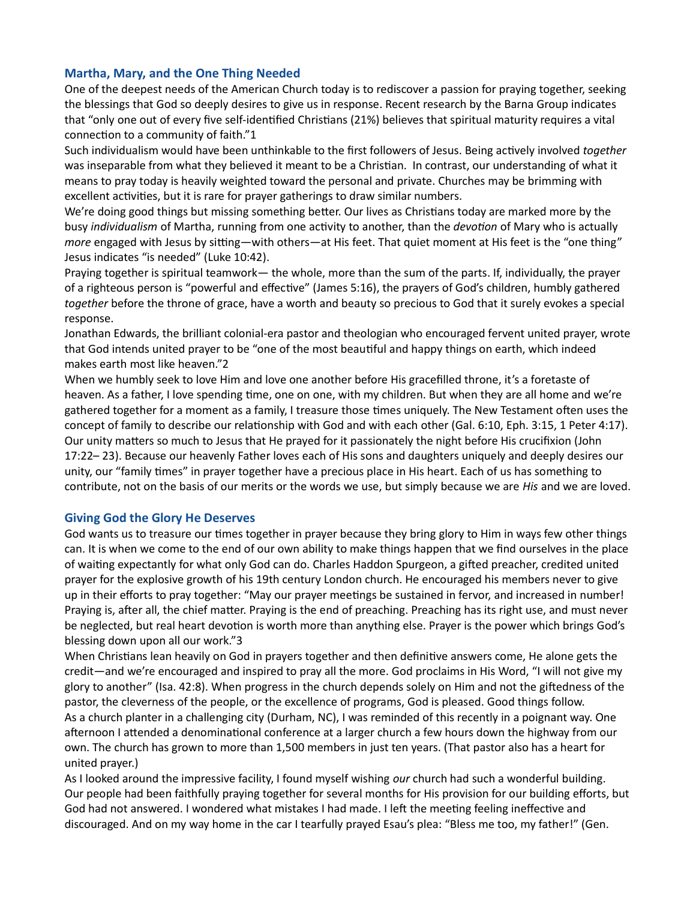## Martha, Mary, and the One Thing Needed

One of the deepest needs of the American Church today is to rediscover a passion for praying together, seeking the blessings that God so deeply desires to give us in response. Recent research by the Barna Group indicates that "only one out of every five self-identified Christians (21%) believes that spiritual maturity requires a vital connection to a community of faith."[1]

Such individualism would have been unthinkable to the first followers of Jesus. Being actively involved *together* was inseparable from what they believed it meant to be a Christian. In contrast, our understanding of what it means to pray today is heavily weighted toward the personal and private. Churches may be brimming with excellent activities, but it is rare for prayer gatherings to draw similar numbers.

We're doing good things but missing something better. Our lives as Christians today are marked more by the busy *individualism* of Martha, running from one activity to another, than the *devotion* of Mary who is actually *more* engaged with Jesus by sitting—with others—at His feet. That quiet moment at His feet is the "one thing" Jesus indicates "is needed" (Luke 10:42).

Praying together is spiritual teamwork— the whole, more than the sum of the parts. If, individually, the prayer of a righteous person is "powerful and effective" (James 5:16), the prayers of God's children, humbly gathered *together* before the throne of grace, have a worth and beauty so precious to God that it surely evokes a special response.

Jonathan Edwards, the brilliant colonial-era pastor and theologian who encouraged fervent united prayer, wrote that God intends united prayer to be "one of the most beautiful and happy things on earth, which indeed makes earth most like heaven."[2]

When we humbly seek to love Him and love one another before His gracefilled throne, it's a foretaste of heaven. As a father, I love spending time, one on one, with my children. But when they are all home and we're gathered together for a moment as a family, I treasure those times uniquely. The New Testament often uses the concept of family to describe our relationship with God and with each other (Gal. 6:10, Eph. 3:15, 1 Peter 4:17). Our unity matters so much to Jesus that He prayed for it passionately the night before His crucifixion (John 17:22– 23). Because our heavenly Father loves each of His sons and daughters uniquely and deeply desires our unity, our "family times" in prayer together have a precious place in His heart. Each of us has something to contribute, not on the basis of our merits or the words we use, but simply because we are *His* and we are loved.

## Giving God the Glory He Deserves

God wants us to treasure our times together in prayer because they bring glory to Him in ways few other things can. It is when we come to the end of our own ability to make things happen that we find ourselves in the place of waiting expectantly for what only God can do. Charles Haddon Spurgeon, a gifted preacher, credited united prayer for the explosive growth of his 19th century London church. He encouraged his members never to give up in their efforts to pray together: "May our prayer meetings be sustained in fervor, and increased in number! Praying is, after all, the chief matter. Praying is the end of preaching. Preaching has its right use, and must never be neglected, but real heart devotion is worth more than anything else. Prayer is the power which brings God's blessing down upon all our work."[3]

When Christians lean heavily on God in prayers together and then definitive answers come, He alone gets the credit—and we're encouraged and inspired to pray all the more. God proclaims in His Word, "I will not give my glory to another" (Isa. 42:8). When progress in the church depends solely on Him and not the giftedness of the pastor, the cleverness of the people, or the excellence of programs, God is pleased. Good things follow.

As a church planter in a challenging city (Durham, NC), I was reminded of this recently in a poignant way. One afternoon I attended a denominational conference at a larger church a few hours down the highway from our own. The church has grown to more than 1,500 members in just ten years. (That pastor also has a heart for united prayer.)

As I looked around the impressive facility, I found myself wishing *our* church had such a wonderful building. Our people had been faithfully praying together for several months for His provision for our building efforts, but God had not answered. I wondered what mistakes I had made. I left the meeting feeling ineffective and discouraged. And on my way home in the car I tearfully prayed Esau's plea: "Bless me too, my father!" (Gen.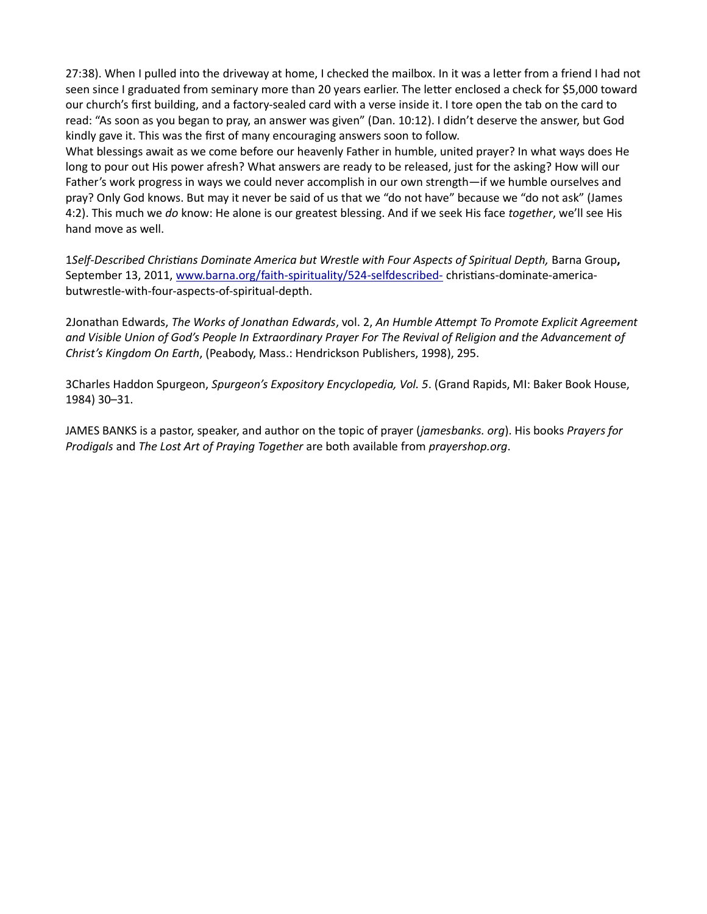27:38). When I pulled into the driveway at home, I checked the mailbox. In it was a letter from a friend I had not seen since I graduated from seminary more than 20 years earlier. The letter enclosed a check for $5,000 toward our church's first building, and a factory-sealed card with a verse inside it. I tore open the tab on the card to read: "As soon as you began to pray, an answer was given" (Dan. 10:12). I didn't deserve the answer, but God kindly gave it. This was the first of many encouraging answers soon to follow.

What blessings await as we come before our heavenly Father in humble, united prayer? In what ways does He long to pour out His power afresh? What answers are ready to be released, just for the asking? How will our Father's work progress in ways we could never accomplish in our own strength—if we humble ourselves and pray? Only God knows. But may it never be said of us that we "do not have" because we "do not ask" (James 4:2). This much we *do* know: He alone is our greatest blessing. And if we seek His face *together*, we'll see His hand move as well.

1*Self-Described Christians Dominate America but Wrestle with Four Aspects of Spiritual Depth,* Barna Group**,** September 13, 2011, www.barna.org/faith-spirituality/524-selfdescribed- christians-dominate-america-butwrestle-with-four-aspects-of-spiritual-depth.

2Jonathan Edwards, *The Works of Jonathan Edwards*, vol. 2, *An Humble Attempt To Promote Explicit Agreement and Visible Union of God's People In Extraordinary Prayer For The Revival of Religion and the Advancement of Christ's Kingdom On Earth*, (Peabody, Mass.: Hendrickson Publishers, 1998), 295.

3Charles Haddon Spurgeon, *Spurgeon's Expository Encyclopedia, Vol. 5*. (Grand Rapids, MI: Baker Book House, 1984) 30–31.

JAMES BANKS is a pastor, speaker, and author on the topic of prayer (*jamesbanks. org*). His books *Prayers for Prodigals* and *The Lost Art of Praying Together* are both available from *prayershop.org*.